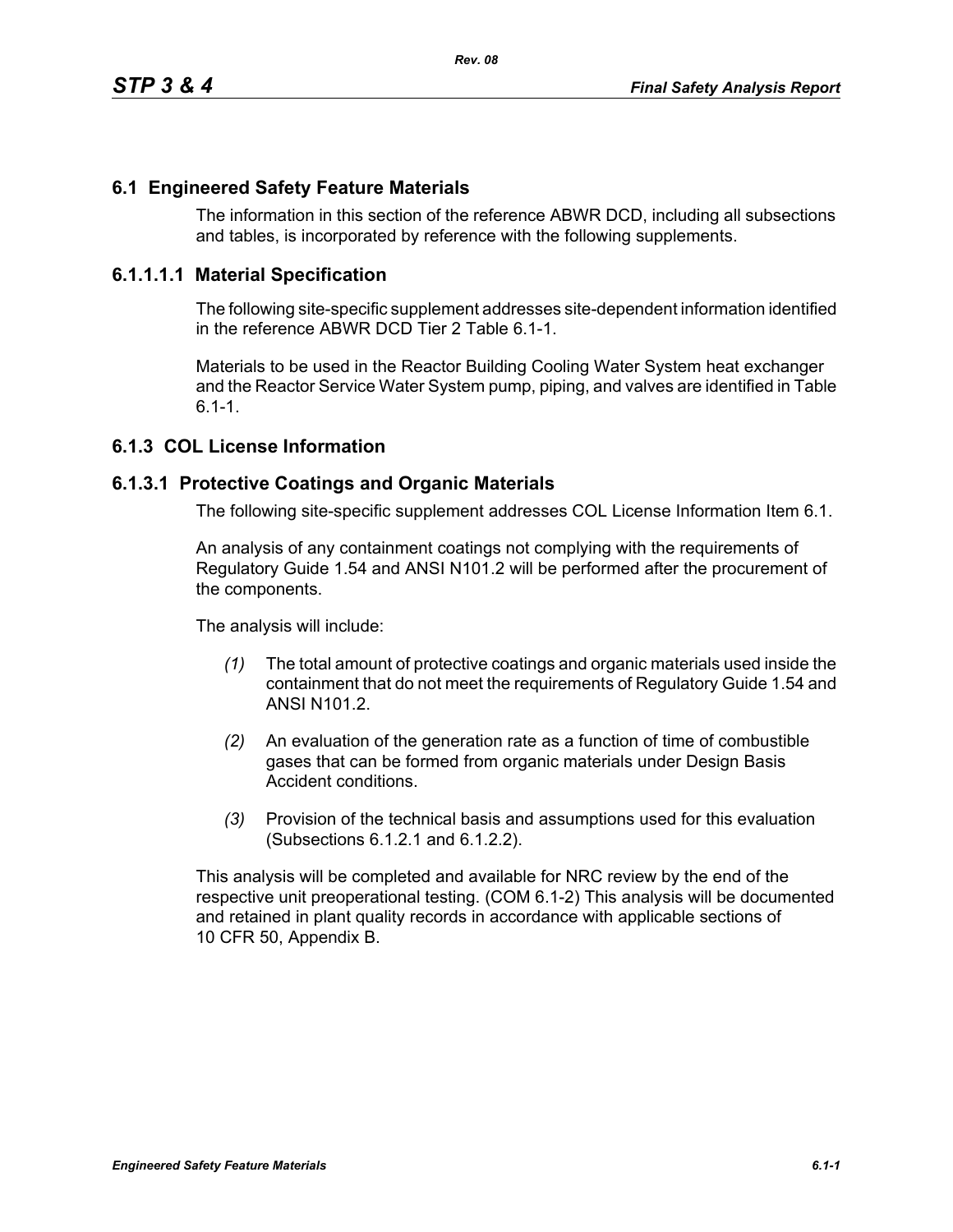## 6.1 Engineered Safety Feature Materials

The information in this section of the reference ABWR DCD, including all subsections and tables, is incorporated by reference with the following supplements.

### 6.1.1.1.1 Material Specification

The following site-specific supplement addresses site-dependent information identified in the reference ABWR DCD Tier 2 Table 6.1-1.

Materials to be used in the Reactor Building Cooling Water System heat exchanger and the Reactor Service Water System pump, piping, and valves are identified in Table 6.1-1.

## 6.1.3 COL License Information

### 6.1.3.1 Protective Coatings and Organic Materials

The following site-specific supplement addresses COL License Information Item 6.1.

An analysis of any containment coatings not complying with the requirements of Regulatory Guide 1.54 and ANSI N101.2 will be performed after the procurement of the components.

The analysis will include:

*(1)* The total amount of protective coatings and organic materials used inside the containment that do not meet the requirements of Regulatory Guide 1.54 and ANSI N101.2.

*(2)* An evaluation of the generation rate as a function of time of combustible gases that can be formed from organic materials under Design Basis Accident conditions.

*(3)* Provision of the technical basis and assumptions used for this evaluation (Subsections 6.1.2.1 and 6.1.2.2).

This analysis will be completed and available for NRC review by the end of the respective unit preoperational testing. (COM 6.1-2) This analysis will be documented and retained in plant quality records in accordance with applicable sections of 10 CFR 50, Appendix B.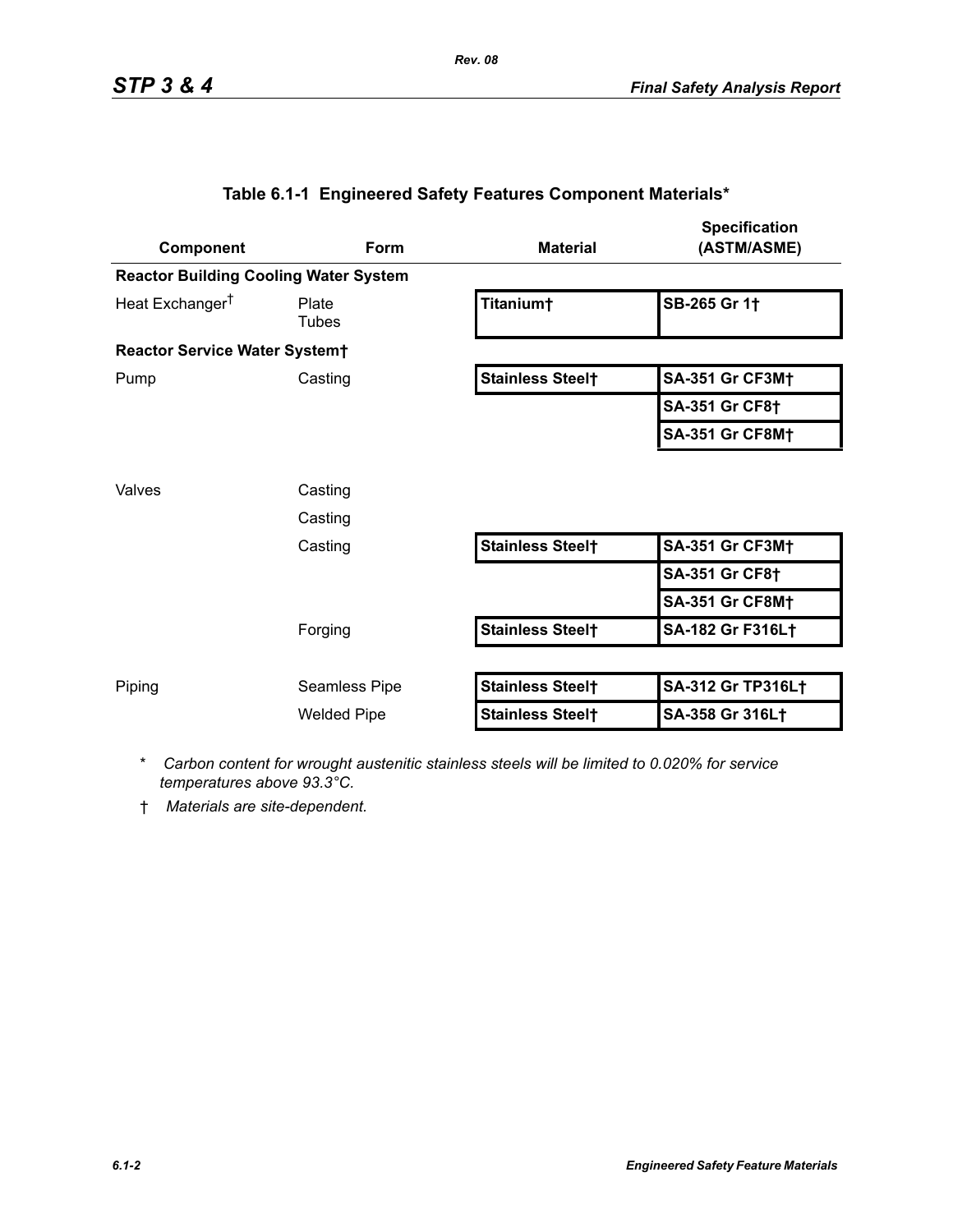### Table 6.1-1 Engineered Safety Features Component Materials*

| Component | Form | Material | Specification (ASTM/ASME) |
|---|---|---|---|
| **Reactor Building Cooling Water System** | | | |
| Heat Exchanger† | Plate<br>Tubes | **Titanium†** | **SB-265 Gr 1†** |
| **Reactor Service Water System†** | | | |
| Pump | Casting | **Stainless Steel†** | **SA-351 Gr CF3M†** |
| | | | **SA-351 Gr CF8†** |
| | | | **SA-351 Gr CF8M†** |
| Valves | Casting | | |
| | Casting | | |
| | Casting | **Stainless Steel†** | **SA-351 Gr CF3M†** |
| | | | **SA-351 Gr CF8†** |
| | | | **SA-351 Gr CF8M†** |
| | Forging | **Stainless Steel†** | **SA-182 Gr F316L†** |
| Piping | Seamless Pipe | **Stainless Steel†** | **SA-312 Gr TP316L†** |
| | Welded Pipe | **Stainless Steel†** | **SA-358 Gr 316L†** |

* *Carbon content for wrought austenitic stainless steels will be limited to 0.020% for service temperatures above 93.3°C.*

† *Materials are site-dependent.*